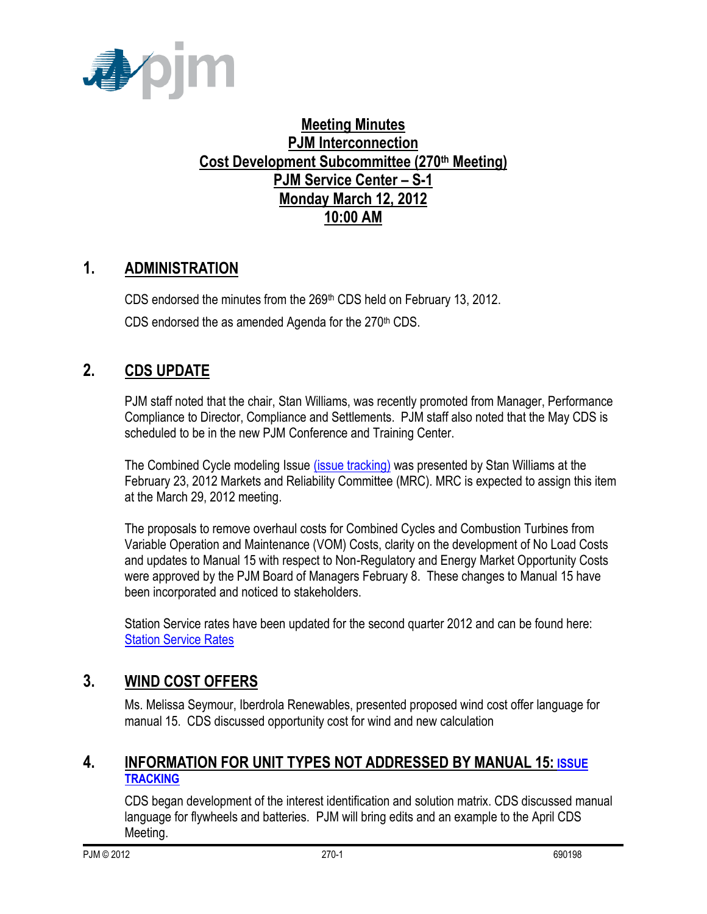# Meeting Minutes
# PJM Interconnection
# Cost Development Subcommittee (270th Meeting)
# PJM Service Center – S-1
# Monday March 12, 2012
# 10:00 AM

## 1. ADMINISTRATION

CDS endorsed the minutes from the 269th CDS held on February 13, 2012.

CDS endorsed the as amended Agenda for the 270th CDS.

## 2. CDS UPDATE

PJM staff noted that the chair, Stan Williams, was recently promoted from Manager, Performance Compliance to Director, Compliance and Settlements. PJM staff also noted that the May CDS is scheduled to be in the new PJM Conference and Training Center.

The Combined Cycle modeling Issue (issue tracking) was presented by Stan Williams at the February 23, 2012 Markets and Reliability Committee (MRC). MRC is expected to assign this item at the March 29, 2012 meeting.

The proposals to remove overhaul costs for Combined Cycles and Combustion Turbines from Variable Operation and Maintenance (VOM) Costs, clarity on the development of No Load Costs and updates to Manual 15 with respect to Non-Regulatory and Energy Market Opportunity Costs were approved by the PJM Board of Managers February 8. These changes to Manual 15 have been incorporated and noticed to stakeholders.

Station Service rates have been updated for the second quarter 2012 and can be found here: Station Service Rates

## 3. WIND COST OFFERS

Ms. Melissa Seymour, Iberdrola Renewables, presented proposed wind cost offer language for manual 15. CDS discussed opportunity cost for wind and new calculation

## 4. INFORMATION FOR UNIT TYPES NOT ADDRESSED BY MANUAL 15: ISSUE TRACKING

CDS began development of the interest identification and solution matrix. CDS discussed manual language for flywheels and batteries. PJM will bring edits and an example to the April CDS Meeting.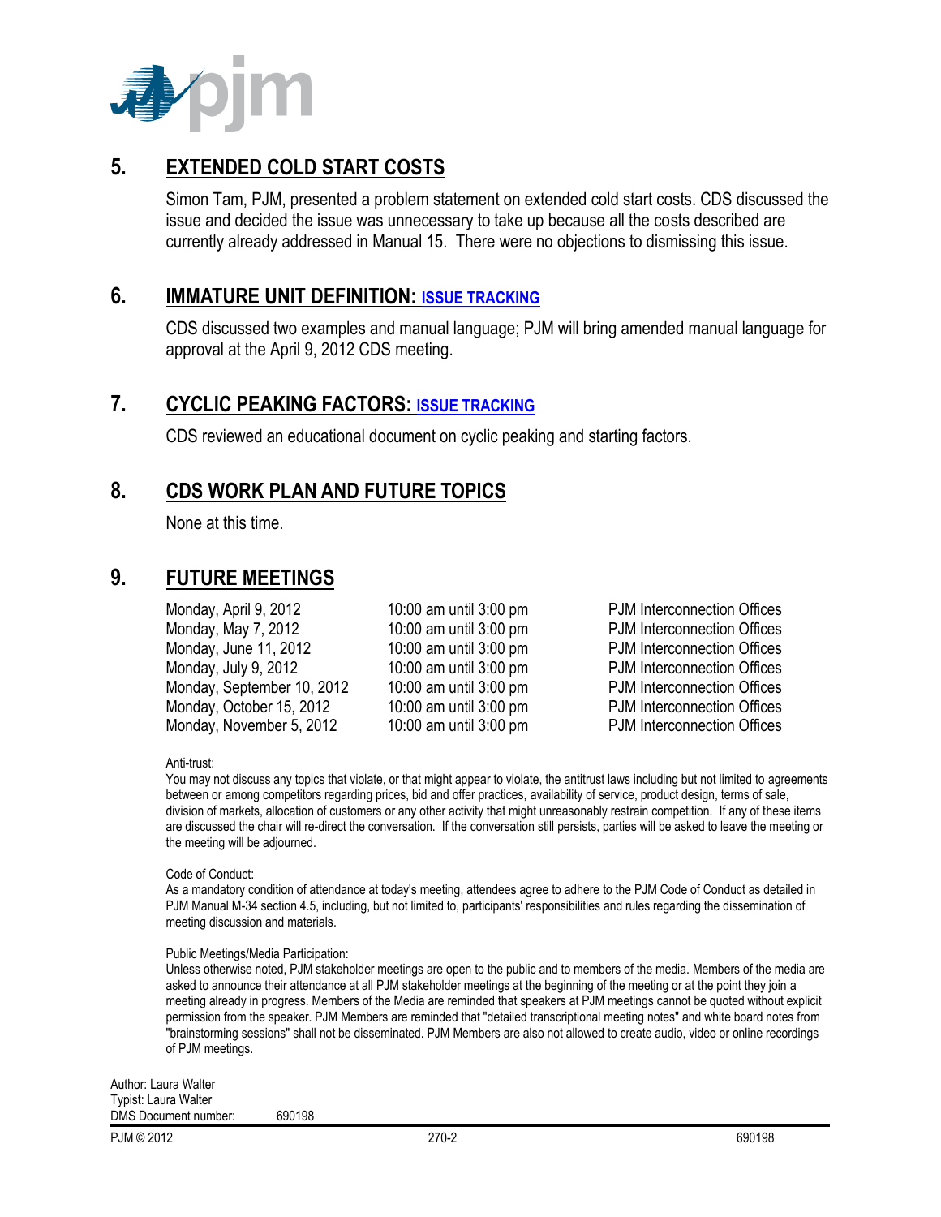## 5. EXTENDED COLD START COSTS

Simon Tam, PJM, presented a problem statement on extended cold start costs. CDS discussed the issue and decided the issue was unnecessary to take up because all the costs described are currently already addressed in Manual 15. There were no objections to dismissing this issue.

## 6. IMMATURE UNIT DEFINITION: ISSUE TRACKING

CDS discussed two examples and manual language; PJM will bring amended manual language for approval at the April 9, 2012 CDS meeting.

## 7. CYCLIC PEAKING FACTORS: ISSUE TRACKING

CDS reviewed an educational document on cyclic peaking and starting factors.

## 8. CDS WORK PLAN AND FUTURE TOPICS

None at this time.

## 9. FUTURE MEETINGS

| | | |
|---|---|---|
| Monday, April 9, 2012 | 10:00 am until 3:00 pm | PJM Interconnection Offices |
| Monday, May 7, 2012 | 10:00 am until 3:00 pm | PJM Interconnection Offices |
| Monday, June 11, 2012 | 10:00 am until 3:00 pm | PJM Interconnection Offices |
| Monday, July 9, 2012 | 10:00 am until 3:00 pm | PJM Interconnection Offices |
| Monday, September 10, 2012 | 10:00 am until 3:00 pm | PJM Interconnection Offices |
| Monday, October 15, 2012 | 10:00 am until 3:00 pm | PJM Interconnection Offices |
| Monday, November 5, 2012 | 10:00 am until 3:00 pm | PJM Interconnection Offices |

Anti-trust:
You may not discuss any topics that violate, or that might appear to violate, the antitrust laws including but not limited to agreements between or among competitors regarding prices, bid and offer practices, availability of service, product design, terms of sale, division of markets, allocation of customers or any other activity that might unreasonably restrain competition. If any of these items are discussed the chair will re-direct the conversation. If the conversation still persists, parties will be asked to leave the meeting or the meeting will be adjourned.

Code of Conduct:
As a mandatory condition of attendance at today's meeting, attendees agree to adhere to the PJM Code of Conduct as detailed in PJM Manual M-34 section 4.5, including, but not limited to, participants' responsibilities and rules regarding the dissemination of meeting discussion and materials.

Public Meetings/Media Participation:
Unless otherwise noted, PJM stakeholder meetings are open to the public and to members of the media. Members of the media are asked to announce their attendance at all PJM stakeholder meetings at the beginning of the meeting or at the point they join a meeting already in progress. Members of the Media are reminded that speakers at PJM meetings cannot be quoted without explicit permission from the speaker. PJM Members are reminded that "detailed transcriptional meeting notes" and white board notes from "brainstorming sessions" shall not be disseminated. PJM Members are also not allowed to create audio, video or online recordings of PJM meetings.

Author: Laura Walter
Typist: Laura Walter
DMS Document number: 690198